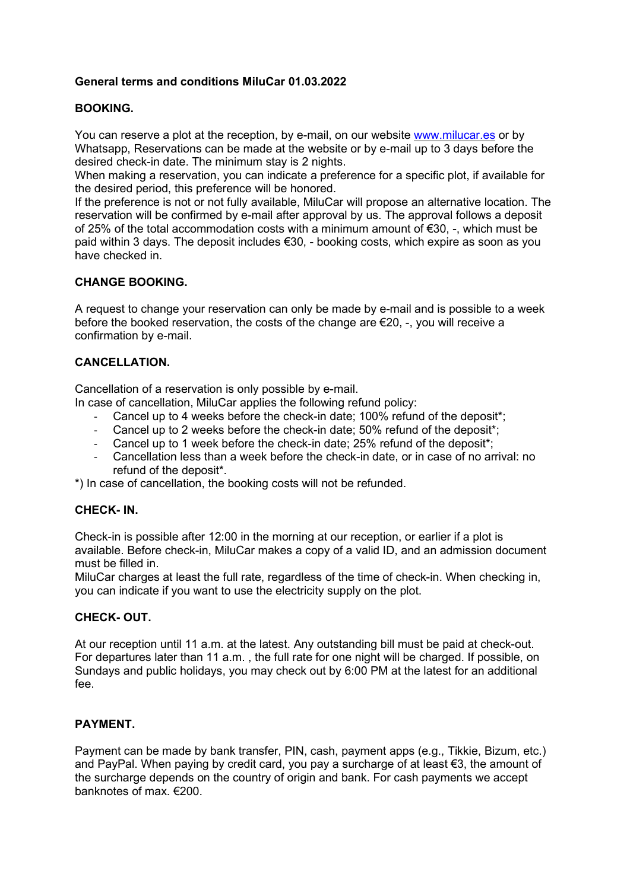**General terms and conditions MiluCar 01.03.2022**

**BOOKING.**

You can reserve a plot at the reception, by e-mail, on our website www.milucar.es or by Whatsapp, Reservations can be made at the website or by e-mail up to 3 days before the desired check-in date. The minimum stay is 2 nights.
When making a reservation, you can indicate a preference for a specific plot, if available for the desired period, this preference will be honored.
If the preference is not or not fully available, MiluCar will propose an alternative location. The reservation will be confirmed by e-mail after approval by us. The approval follows a deposit of 25% of the total accommodation costs with a minimum amount of €30, -, which must be paid within 3 days. The deposit includes €30, - booking costs, which expire as soon as you have checked in.

**CHANGE BOOKING.**

A request to change your reservation can only be made by e-mail and is possible to a week before the booked reservation, the costs of the change are €20, -, you will receive a confirmation by e-mail.

**CANCELLATION.**

Cancellation of a reservation is only possible by e-mail.
In case of cancellation, MiluCar applies the following refund policy:

- Cancel up to 4 weeks before the check-in date; 100% refund of the deposit*;
- Cancel up to 2 weeks before the check-in date; 50% refund of the deposit*;
- Cancel up to 1 week before the check-in date; 25% refund of the deposit*;
- Cancellation less than a week before the check-in date, or in case of no arrival: no refund of the deposit*.

*) In case of cancellation, the booking costs will not be refunded.

**CHECK- IN.**

Check-in is possible after 12:00 in the morning at our reception, or earlier if a plot is available. Before check-in, MiluCar makes a copy of a valid ID, and an admission document must be filled in.
MiluCar charges at least the full rate, regardless of the time of check-in. When checking in, you can indicate if you want to use the electricity supply on the plot.

**CHECK- OUT.**

At our reception until 11 a.m. at the latest. Any outstanding bill must be paid at check-out. For departures later than 11 a.m. , the full rate for one night will be charged. If possible, on Sundays and public holidays, you may check out by 6:00 PM at the latest for an additional fee.

**PAYMENT.**

Payment can be made by bank transfer, PIN, cash, payment apps (e.g., Tikkie, Bizum, etc.) and PayPal. When paying by credit card, you pay a surcharge of at least €3, the amount of the surcharge depends on the country of origin and bank. For cash payments we accept banknotes of max. €200.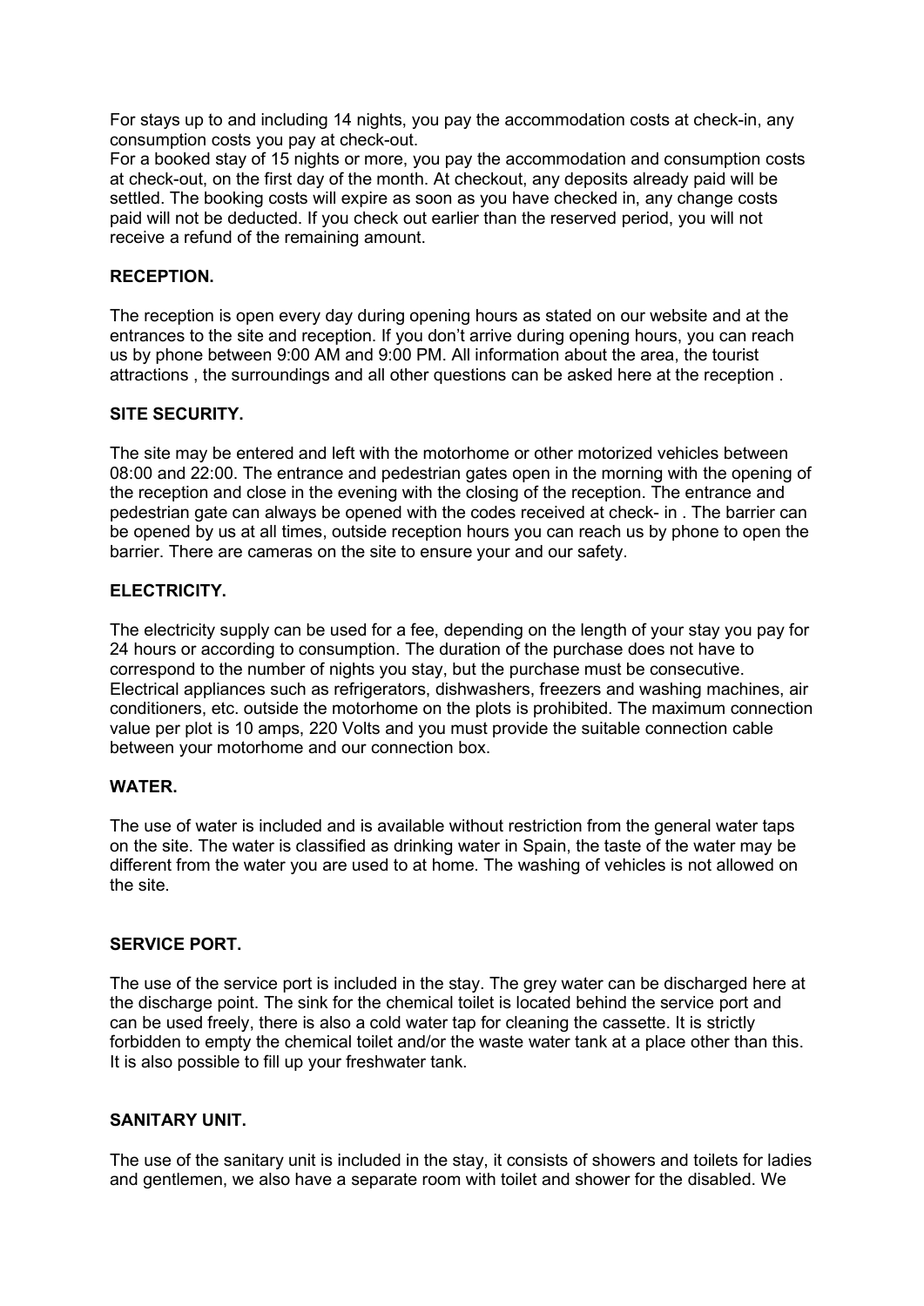For stays up to and including 14 nights, you pay the accommodation costs at check-in, any consumption costs you pay at check-out.
For a booked stay of 15 nights or more, you pay the accommodation and consumption costs at check-out, on the first day of the month. At checkout, any deposits already paid will be settled. The booking costs will expire as soon as you have checked in, any change costs paid will not be deducted. If you check out earlier than the reserved period, you will not receive a refund of the remaining amount.

**RECEPTION.**

The reception is open every day during opening hours as stated on our website and at the entrances to the site and reception. If you don't arrive during opening hours, you can reach us by phone between 9:00 AM and 9:00 PM. All information about the area, the tourist attractions , the surroundings and all other questions can be asked here at the reception .

**SITE SECURITY.**

The site may be entered and left with the motorhome or other motorized vehicles between 08:00 and 22:00. The entrance and pedestrian gates open in the morning with the opening of the reception and close in the evening with the closing of the reception. The entrance and pedestrian gate can always be opened with the codes received at check- in . The barrier can be opened by us at all times, outside reception hours you can reach us by phone to open the barrier. There are cameras on the site to ensure your and our safety.

**ELECTRICITY.**

The electricity supply can be used for a fee, depending on the length of your stay you pay for 24 hours or according to consumption. The duration of the purchase does not have to correspond to the number of nights you stay, but the purchase must be consecutive. Electrical appliances such as refrigerators, dishwashers, freezers and washing machines, air conditioners, etc. outside the motorhome on the plots is prohibited. The maximum connection value per plot is 10 amps, 220 Volts and you must provide the suitable connection cable between your motorhome and our connection box.

**WATER.**

The use of water is included and is available without restriction from the general water taps on the site. The water is classified as drinking water in Spain, the taste of the water may be different from the water you are used to at home. The washing of vehicles is not allowed on the site.

**SERVICE PORT.**

The use of the service port is included in the stay. The grey water can be discharged here at the discharge point. The sink for the chemical toilet is located behind the service port and can be used freely, there is also a cold water tap for cleaning the cassette. It is strictly forbidden to empty the chemical toilet and/or the waste water tank at a place other than this. It is also possible to fill up your freshwater tank.

**SANITARY UNIT.**

The use of the sanitary unit is included in the stay, it consists of showers and toilets for ladies and gentlemen, we also have a separate room with toilet and shower for the disabled. We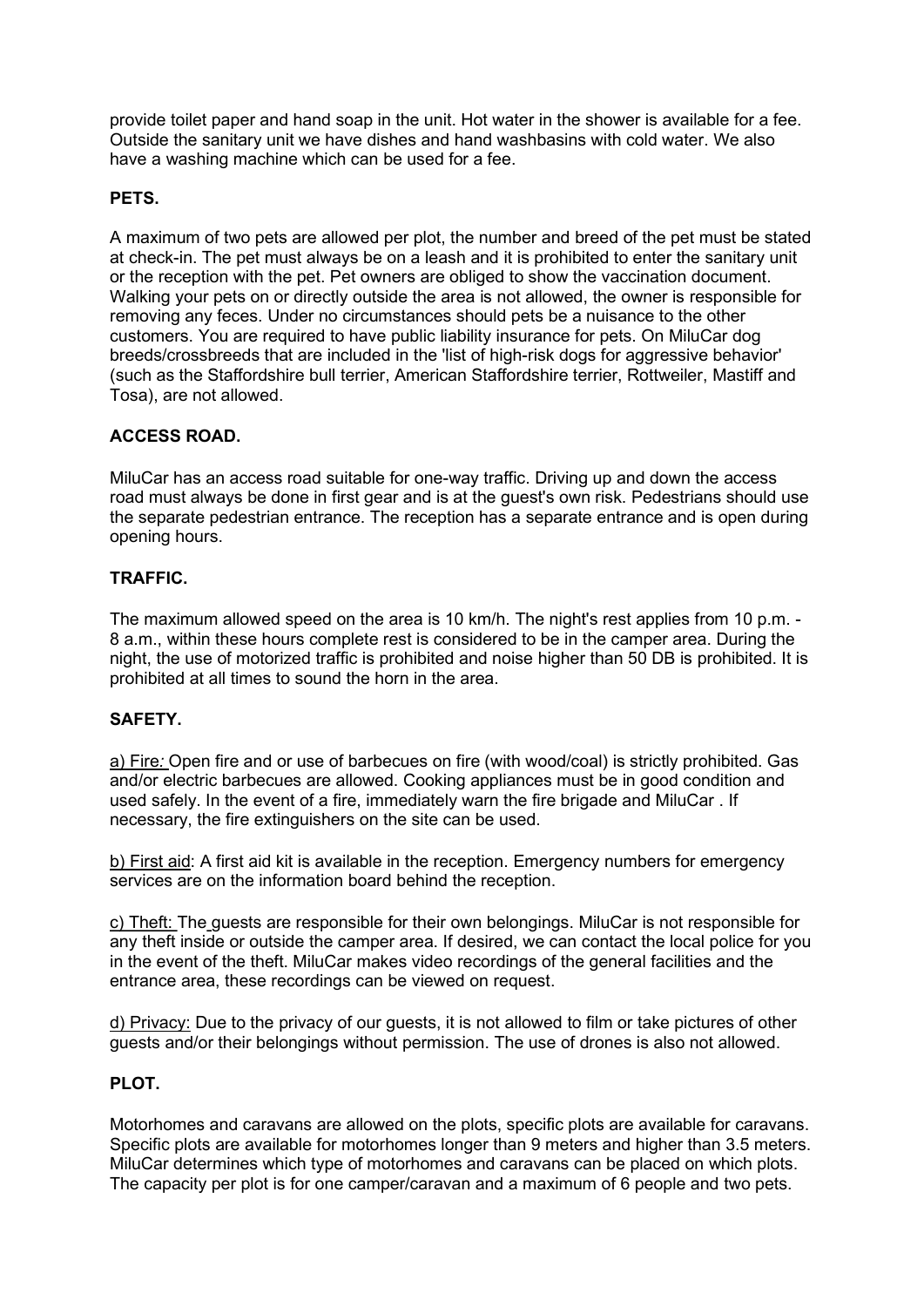provide toilet paper and hand soap in the unit. Hot water in the shower is available for a fee. Outside the sanitary unit we have dishes and hand washbasins with cold water. We also have a washing machine which can be used for a fee.

## PETS.

A maximum of two pets are allowed per plot, the number and breed of the pet must be stated at check-in. The pet must always be on a leash and it is prohibited to enter the sanitary unit or the reception with the pet. Pet owners are obliged to show the vaccination document. Walking your pets on or directly outside the area is not allowed, the owner is responsible for removing any feces. Under no circumstances should pets be a nuisance to the other customers. You are required to have public liability insurance for pets. On MiluCar dog breeds/crossbreeds that are included in the 'list of high-risk dogs for aggressive behavior' (such as the Staffordshire bull terrier, American Staffordshire terrier, Rottweiler, Mastiff and Tosa), are not allowed.

## ACCESS ROAD.

MiluCar has an access road suitable for one-way traffic. Driving up and down the access road must always be done in first gear and is at the guest's own risk. Pedestrians should use the separate pedestrian entrance. The reception has a separate entrance and is open during opening hours.

## TRAFFIC.

The maximum allowed speed on the area is 10 km/h. The night's rest applies from 10 p.m. - 8 a.m., within these hours complete rest is considered to be in the camper area. During the night, the use of motorized traffic is prohibited and noise higher than 50 DB is prohibited. It is prohibited at all times to sound the horn in the area.

## SAFETY.

a) Fire: Open fire and or use of barbecues on fire (with wood/coal) is strictly prohibited. Gas and/or electric barbecues are allowed. Cooking appliances must be in good condition and used safely. In the event of a fire, immediately warn the fire brigade and MiluCar . If necessary, the fire extinguishers on the site can be used.

b) First aid: A first aid kit is available in the reception. Emergency numbers for emergency services are on the information board behind the reception.

c) Theft: The guests are responsible for their own belongings. MiluCar is not responsible for any theft inside or outside the camper area. If desired, we can contact the local police for you in the event of the theft. MiluCar makes video recordings of the general facilities and the entrance area, these recordings can be viewed on request.

d) Privacy: Due to the privacy of our guests, it is not allowed to film or take pictures of other guests and/or their belongings without permission. The use of drones is also not allowed.

## PLOT.

Motorhomes and caravans are allowed on the plots, specific plots are available for caravans. Specific plots are available for motorhomes longer than 9 meters and higher than 3.5 meters. MiluCar determines which type of motorhomes and caravans can be placed on which plots. The capacity per plot is for one camper/caravan and a maximum of 6 people and two pets.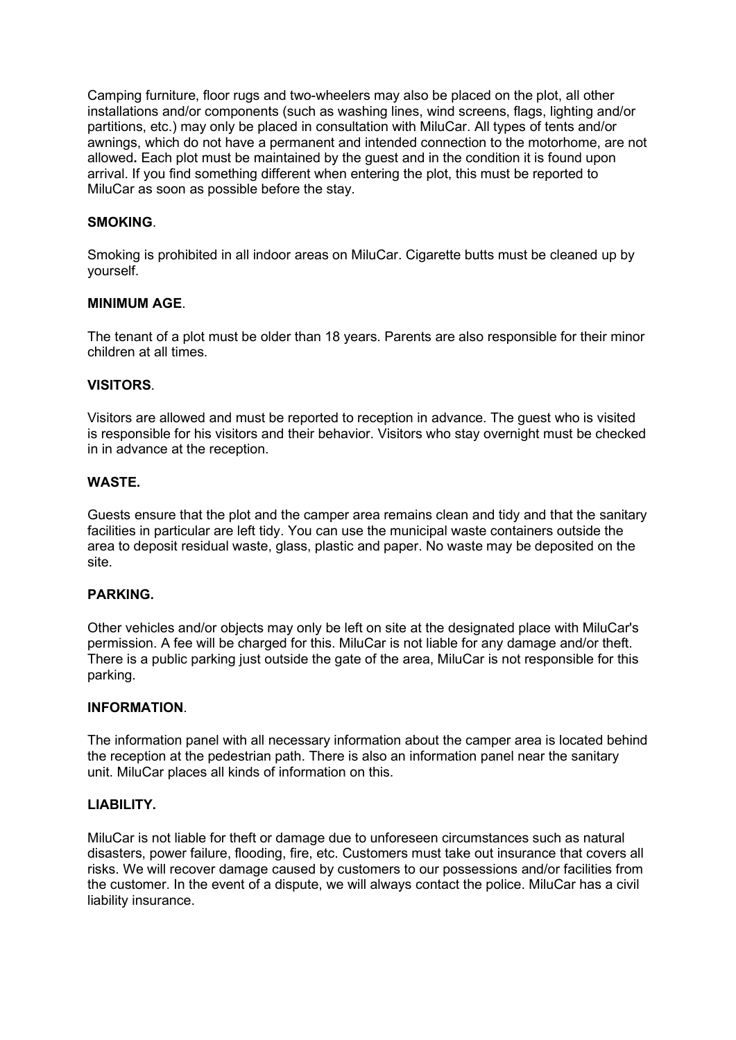Camping furniture, floor rugs and two-wheelers may also be placed on the plot, all other installations and/or components (such as washing lines, wind screens, flags, lighting and/or partitions, etc.) may only be placed in consultation with MiluCar. All types of tents and/or awnings, which do not have a permanent and intended connection to the motorhome, are not allowed**.** Each plot must be maintained by the guest and in the condition it is found upon arrival. If you find something different when entering the plot, this must be reported to MiluCar as soon as possible before the stay.

**SMOKING**.

Smoking is prohibited in all indoor areas on MiluCar. Cigarette butts must be cleaned up by yourself.

**MINIMUM AGE**.

The tenant of a plot must be older than 18 years. Parents are also responsible for their minor children at all times.

**VISITORS**.

Visitors are allowed and must be reported to reception in advance. The guest who is visited is responsible for his visitors and their behavior. Visitors who stay overnight must be checked in in advance at the reception.

**WASTE.**

Guests ensure that the plot and the camper area remains clean and tidy and that the sanitary facilities in particular are left tidy. You can use the municipal waste containers outside the area to deposit residual waste, glass, plastic and paper. No waste may be deposited on the site.

**PARKING.**

Other vehicles and/or objects may only be left on site at the designated place with MiluCar's permission. A fee will be charged for this. MiluCar is not liable for any damage and/or theft. There is a public parking just outside the gate of the area, MiluCar is not responsible for this parking.

**INFORMATION**.

The information panel with all necessary information about the camper area is located behind the reception at the pedestrian path. There is also an information panel near the sanitary unit. MiluCar places all kinds of information on this.

**LIABILITY.**

MiluCar is not liable for theft or damage due to unforeseen circumstances such as natural disasters, power failure, flooding, fire, etc. Customers must take out insurance that covers all risks. We will recover damage caused by customers to our possessions and/or facilities from the customer. In the event of a dispute, we will always contact the police. MiluCar has a civil liability insurance.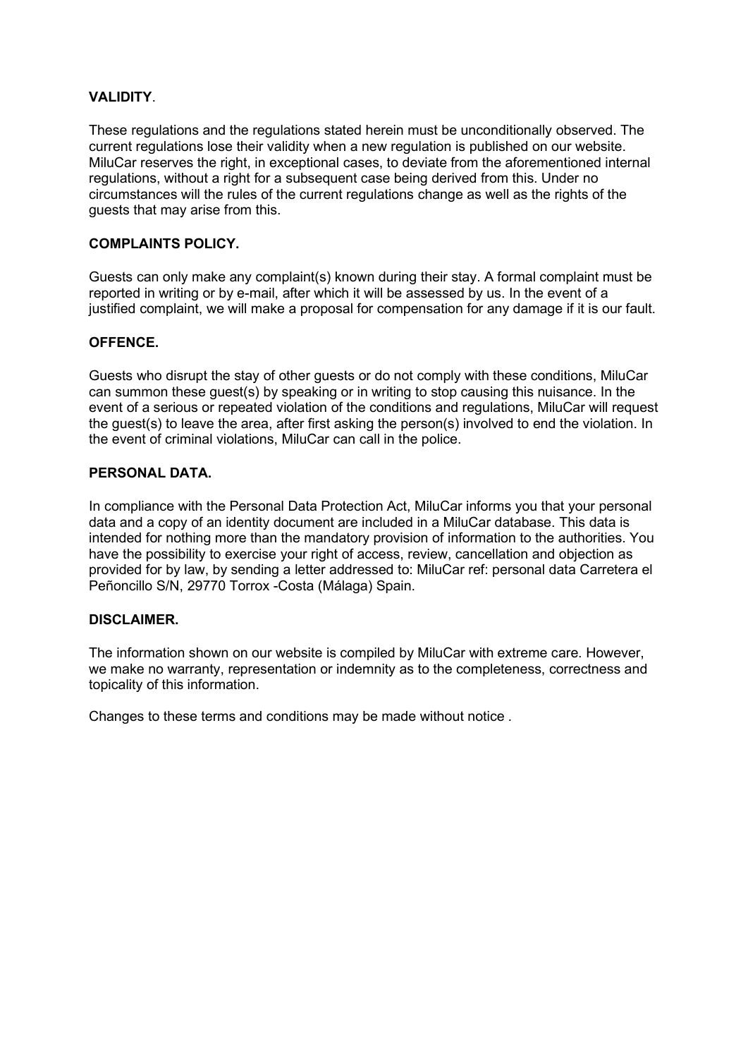**VALIDITY**.

These regulations and the regulations stated herein must be unconditionally observed. The current regulations lose their validity when a new regulation is published on our website. MiluCar reserves the right, in exceptional cases, to deviate from the aforementioned internal regulations, without a right for a subsequent case being derived from this. Under no circumstances will the rules of the current regulations change as well as the rights of the guests that may arise from this.

**COMPLAINTS POLICY.**

Guests can only make any complaint(s) known during their stay. A formal complaint must be reported in writing or by e-mail, after which it will be assessed by us. In the event of a justified complaint, we will make a proposal for compensation for any damage if it is our fault.

**OFFENCE.**

Guests who disrupt the stay of other guests or do not comply with these conditions, MiluCar can summon these guest(s) by speaking or in writing to stop causing this nuisance. In the event of a serious or repeated violation of the conditions and regulations, MiluCar will request the guest(s) to leave the area, after first asking the person(s) involved to end the violation. In the event of criminal violations, MiluCar can call in the police.

**PERSONAL DATA.**

In compliance with the Personal Data Protection Act, MiluCar informs you that your personal data and a copy of an identity document are included in a MiluCar database. This data is intended for nothing more than the mandatory provision of information to the authorities. You have the possibility to exercise your right of access, review, cancellation and objection as provided for by law, by sending a letter addressed to: MiluCar ref: personal data Carretera el Peñoncillo S/N, 29770 Torrox -Costa (Málaga) Spain.

**DISCLAIMER.**

The information shown on our website is compiled by MiluCar with extreme care. However, we make no warranty, representation or indemnity as to the completeness, correctness and topicality of this information.

Changes to these terms and conditions may be made without notice .